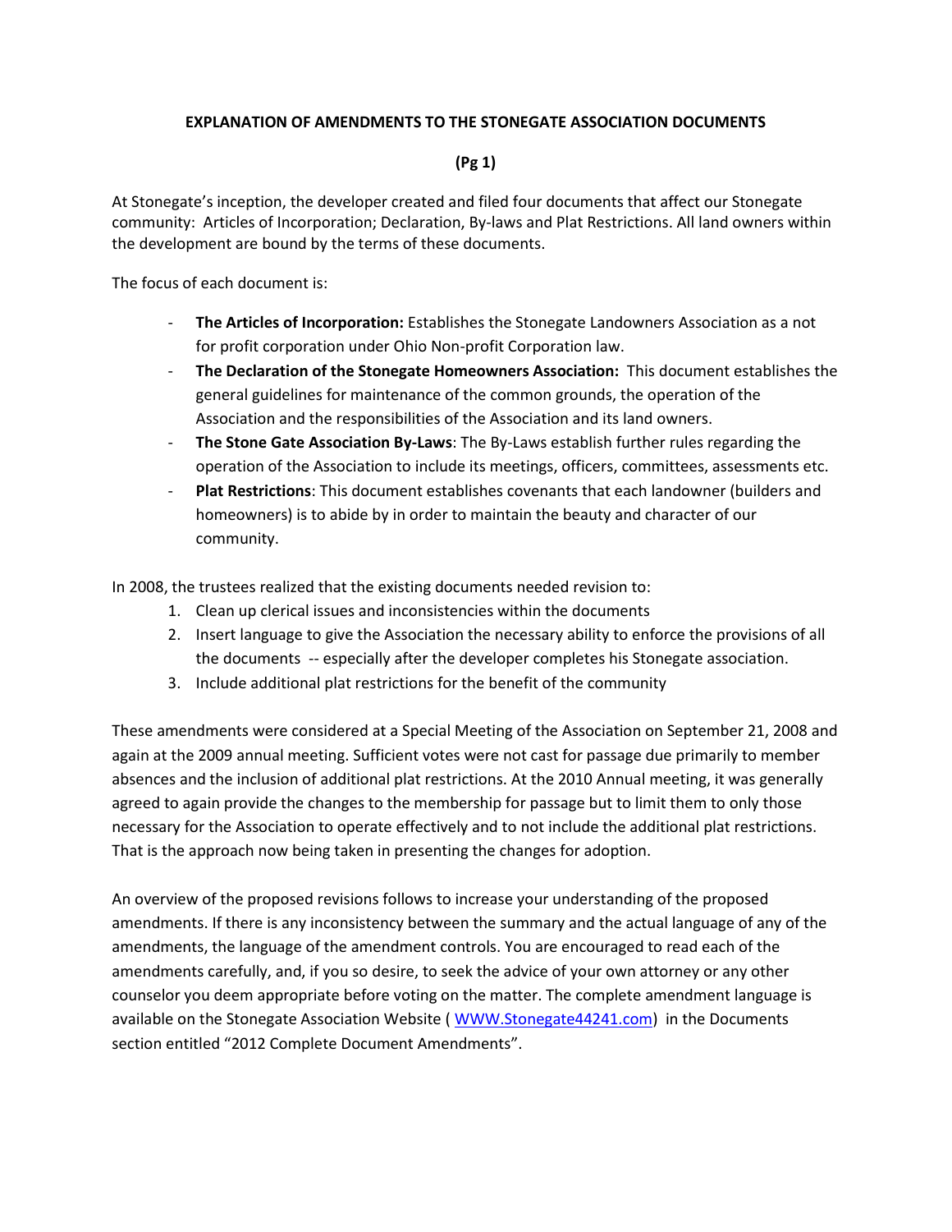# EXPLANATION OF AMENDMENTS TO THE STONEGATE ASSOCIATION DOCUMENTS

**(Pg 1)**

At Stonegate's inception, the developer created and filed four documents that affect our Stonegate community: Articles of Incorporation; Declaration, By-laws and Plat Restrictions. All land owners within the development are bound by the terms of these documents.

The focus of each document is:

- **The Articles of Incorporation:** Establishes the Stonegate Landowners Association as a not for profit corporation under Ohio Non-profit Corporation law.
- **The Declaration of the Stonegate Homeowners Association:** This document establishes the general guidelines for maintenance of the common grounds, the operation of the Association and the responsibilities of the Association and its land owners.
- **The Stone Gate Association By-Laws**: The By-Laws establish further rules regarding the operation of the Association to include its meetings, officers, committees, assessments etc.
- **Plat Restrictions**: This document establishes covenants that each landowner (builders and homeowners) is to abide by in order to maintain the beauty and character of our community.

In 2008, the trustees realized that the existing documents needed revision to:

1. Clean up clerical issues and inconsistencies within the documents
2. Insert language to give the Association the necessary ability to enforce the provisions of all the documents -- especially after the developer completes his Stonegate association.
3. Include additional plat restrictions for the benefit of the community

These amendments were considered at a Special Meeting of the Association on September 21, 2008 and again at the 2009 annual meeting. Sufficient votes were not cast for passage due primarily to member absences and the inclusion of additional plat restrictions. At the 2010 Annual meeting, it was generally agreed to again provide the changes to the membership for passage but to limit them to only those necessary for the Association to operate effectively and to not include the additional plat restrictions. That is the approach now being taken in presenting the changes for adoption.

An overview of the proposed revisions follows to increase your understanding of the proposed amendments. If there is any inconsistency between the summary and the actual language of any of the amendments, the language of the amendment controls. You are encouraged to read each of the amendments carefully, and, if you so desire, to seek the advice of your own attorney or any other counselor you deem appropriate before voting on the matter. The complete amendment language is available on the Stonegate Association Website ( [WWW.Stonegate44241.com](http://WWW.Stonegate44241.com)) in the Documents section entitled "2012 Complete Document Amendments".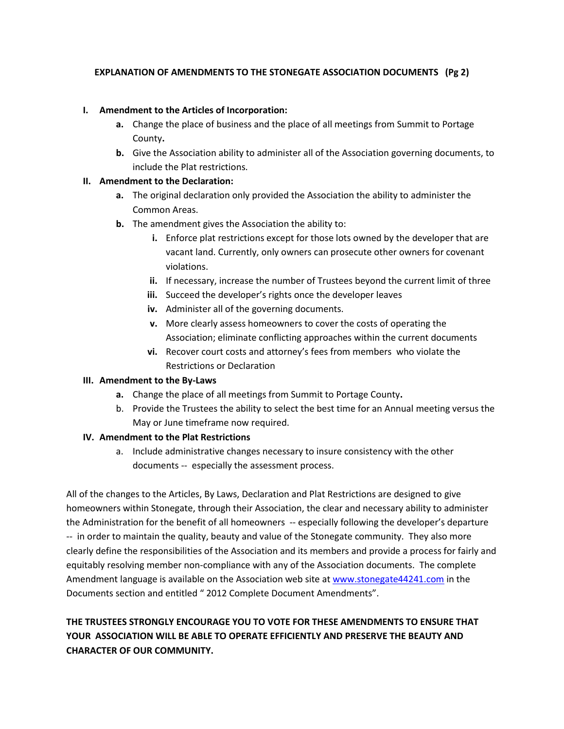**EXPLANATION OF AMENDMENTS TO THE STONEGATE ASSOCIATION DOCUMENTS (Pg 2)**

**I. Amendment to the Articles of Incorporation:**

   **a.** Change the place of business and the place of all meetings from Summit to Portage County**.**

   **b.** Give the Association ability to administer all of the Association governing documents, to include the Plat restrictions.

**II. Amendment to the Declaration:**

   **a.** The original declaration only provided the Association the ability to administer the Common Areas.

   **b.** The amendment gives the Association the ability to:

      **i.** Enforce plat restrictions except for those lots owned by the developer that are vacant land. Currently, only owners can prosecute other owners for covenant violations.

      **ii.** If necessary, increase the number of Trustees beyond the current limit of three

      **iii.** Succeed the developer's rights once the developer leaves

      **iv.** Administer all of the governing documents.

      **v.** More clearly assess homeowners to cover the costs of operating the Association; eliminate conflicting approaches within the current documents

      **vi.** Recover court costs and attorney's fees from members who violate the Restrictions or Declaration

**III. Amendment to the By-Laws**

   **a.** Change the place of all meetings from Summit to Portage County**.**

   b. Provide the Trustees the ability to select the best time for an Annual meeting versus the May or June timeframe now required.

**IV. Amendment to the Plat Restrictions**

   a. Include administrative changes necessary to insure consistency with the other documents -- especially the assessment process.

All of the changes to the Articles, By Laws, Declaration and Plat Restrictions are designed to give homeowners within Stonegate, through their Association, the clear and necessary ability to administer the Administration for the benefit of all homeowners -- especially following the developer's departure -- in order to maintain the quality, beauty and value of the Stonegate community. They also more clearly define the responsibilities of the Association and its members and provide a process for fairly and equitably resolving member non-compliance with any of the Association documents. The complete Amendment language is available on the Association web site at www.stonegate44241.com in the Documents section and entitled " 2012 Complete Document Amendments".

**THE TRUSTEES STRONGLY ENCOURAGE YOU TO VOTE FOR THESE AMENDMENTS TO ENSURE THAT YOUR ASSOCIATION WILL BE ABLE TO OPERATE EFFICIENTLY AND PRESERVE THE BEAUTY AND CHARACTER OF OUR COMMUNITY.**